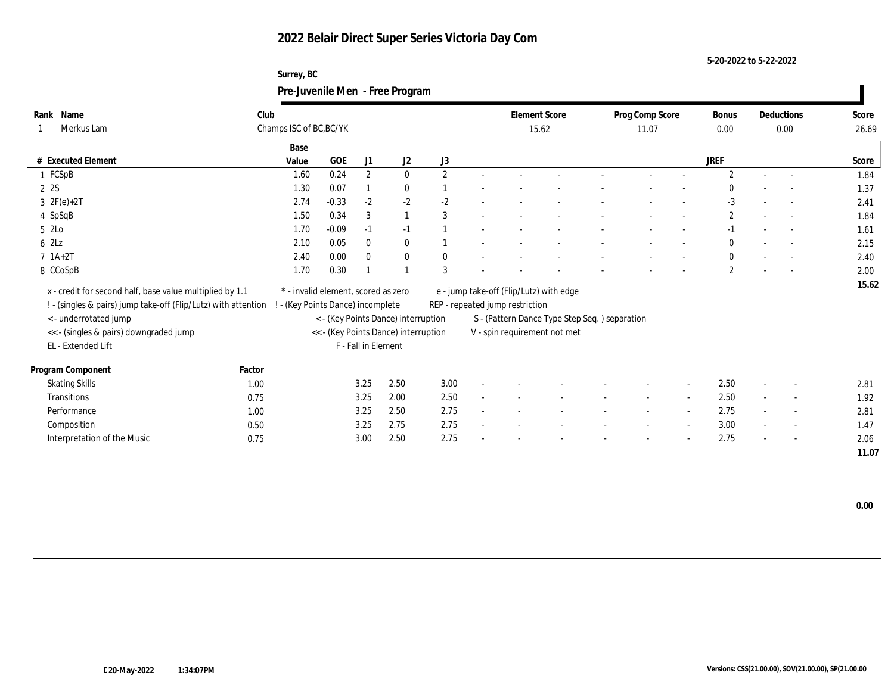# 2022 Belair Direct Super Series Victoria Day Com

5-20-2022 to 5-22-2022

Surrey, BC

## Pre-Juvenile Men - Free Program

| Rank | Name | Club | Element Score | Prog Comp Score | Bonus | Deductions | Score |
|---|---|---|---|---|---|---|---|
| 1 | Merkus Lam | Champs ISC of BC,BC/YK | 15.62 | 11.07 | 0.00 | 0.00 | 26.69 |

| # | Executed Element | Base Value | GOE | J1 | J2 | J3 | | | | | | | | | JREF | | | Score |
|---|---|---|---|---|---|---|---|---|---|---|---|---|---|---|---|---|---|---|
| 1 | FCSpB | 1.60 | 0.24 | 2 | 0 | 2 | - | - | - | - | - | - | - | - | 2 | - | - | 1.84 |
| 2 | 2S | 1.30 | 0.07 | 1 | 0 | 1 | - | - | - | - | - | - | - | - | 0 | - | - | 1.37 |
| 3 | 2F(e)+2T | 2.74 | -0.33 | -2 | -2 | -2 | - | - | - | - | - | - | - | - | -3 | - | - | 2.41 |
| 4 | SpSqB | 1.50 | 0.34 | 3 | 1 | 3 | - | - | - | - | - | - | - | - | 2 | - | - | 1.84 |
| 5 | 2Lo | 1.70 | -0.09 | -1 | -1 | 1 | - | - | - | - | - | - | - | - | -1 | - | - | 1.61 |
| 6 | 2Lz | 2.10 | 0.05 | 0 | 0 | 1 | - | - | - | - | - | - | - | - | 0 | - | - | 2.15 |
| 7 | 1A+2T | 2.40 | 0.00 | 0 | 0 | 0 | - | - | - | - | - | - | - | - | 0 | - | - | 2.40 |
| 8 | CCoSpB | 1.70 | 0.30 | 1 | 1 | 3 | - | - | - | - | - | - | - | - | 2 | - | - | 2.00 |
| | | | | | | | | | | | | | | | | | | 15.62 |

x - credit for second half, base value multiplied by 1.1
! - (singles & pairs) jump take-off (Flip/Lutz) with attention
< - underrotated jump
<< - (singles & pairs) downgraded jump
EL - Extended Lift
* - invalid element, scored as zero
! - (Key Points Dance) incomplete
< - (Key Points Dance) interruption
<< - (Key Points Dance) interruption
F - Fall in Element
e - jump take-off (Flip/Lutz) with edge
REP - repeated jump restriction
S - (Pattern Dance Type Step Seq. ) separation
V - spin requirement not met

| Program Component | Factor | J1 | J2 | J3 | | | | | | | | | JREF | | | Score |
|---|---|---|---|---|---|---|---|---|---|---|---|---|---|---|---|---|
| Skating Skills | 1.00 | 3.25 | 2.50 | 3.00 | - | - | - | - | - | - | - | - | 2.50 | - | - | 2.81 |
| Transitions | 0.75 | 3.25 | 2.00 | 2.50 | - | - | - | - | - | - | - | - | 2.50 | - | - | 1.92 |
| Performance | 1.00 | 3.25 | 2.50 | 2.75 | - | - | - | - | - | - | - | - | 2.75 | - | - | 2.81 |
| Composition | 0.50 | 3.25 | 2.75 | 2.75 | - | - | - | - | - | - | - | - | 3.00 | - | - | 1.47 |
| Interpretation of the Music | 0.75 | 3.00 | 2.50 | 2.75 | - | - | - | - | - | - | - | - | 2.75 | - | - | 2.06 |
| | | | | | | | | | | | | | | | | 11.07 |

0.00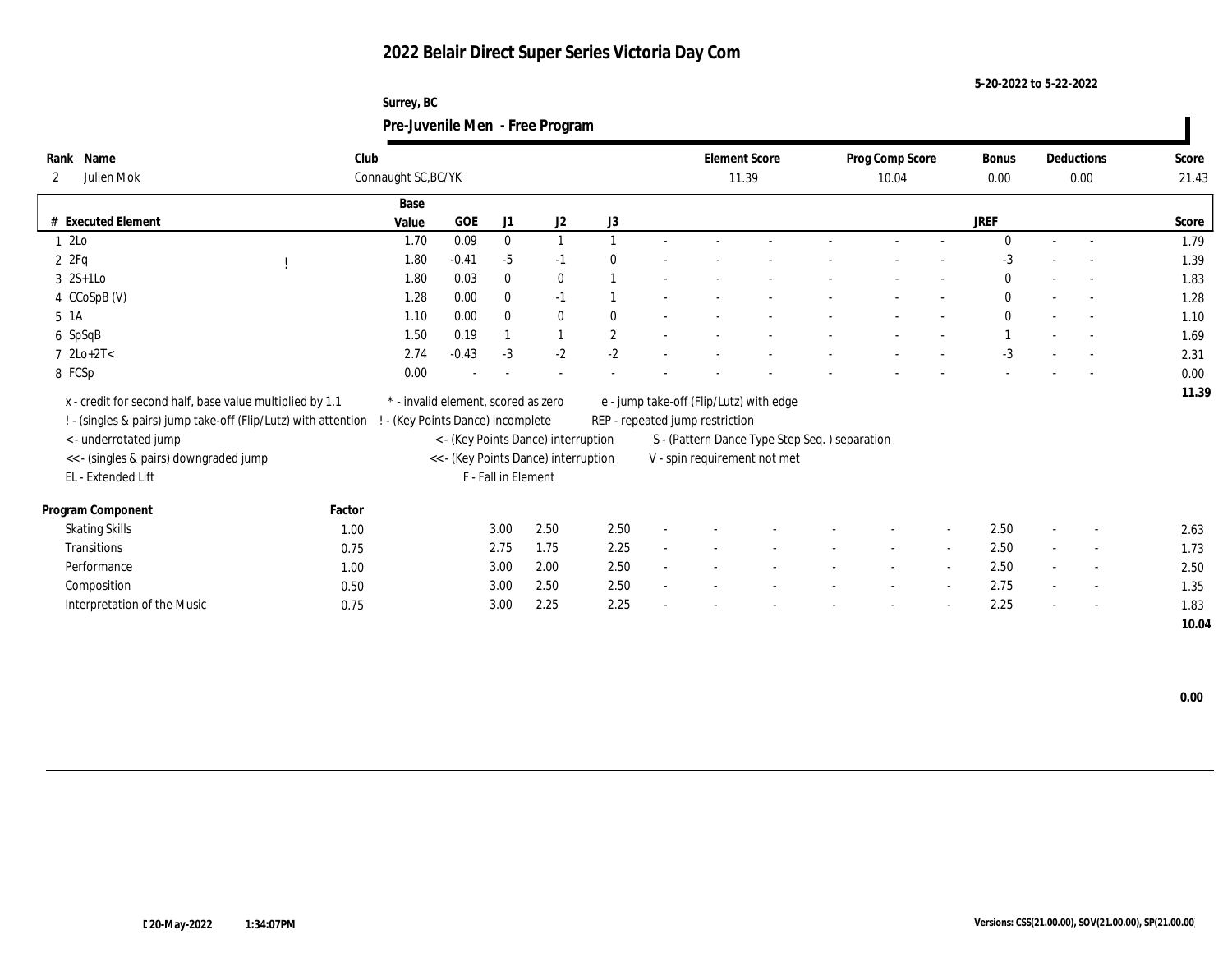# 2022 Belair Direct Super Series Victoria Day Com

5-20-2022 to 5-22-2022

Surrey, BC

## Pre-Juvenile Men - Free Program

| Rank | Name | Club | Element Score | Prog Comp Score | Bonus | Deductions | Score |
|---|---|---|---|---|---|---|---|
| 2 | Julien Mok | Connaught SC,BC/YK | 11.39 | 10.04 | 0.00 | 0.00 | 21.43 |

| # | Executed Element | | Base Value | GOE | J1 | J2 | J3 | | | | | | | | JREF | | | Score |
|---|---|---|---|---|---|---|---|---|---|---|---|---|---|---|---|---|---|---|
| 1 | 2Lo | | 1.70 | 0.09 | 0 | 1 | 1 | - | - | - | - | - | - | - | 0 | - | - | 1.79 |
| 2 | 2Fq | ! | 1.80 | -0.41 | -5 | -1 | 0 | - | - | - | - | - | - | - | -3 | - | - | 1.39 |
| 3 | 2S+1Lo | | 1.80 | 0.03 | 0 | 0 | 1 | - | - | - | - | - | - | - | 0 | - | - | 1.83 |
| 4 | CCoSpB (V) | | 1.28 | 0.00 | 0 | -1 | 1 | - | - | - | - | - | - | - | 0 | - | - | 1.28 |
| 5 | 1A | | 1.10 | 0.00 | 0 | 0 | 0 | - | - | - | - | - | - | - | 0 | - | - | 1.10 |
| 6 | SpSqB | | 1.50 | 0.19 | 1 | 1 | 2 | - | - | - | - | - | - | - | 1 | - | - | 1.69 |
| 7 | 2Lo+2T< | | 2.74 | -0.43 | -3 | -2 | -2 | - | - | - | - | - | - | - | -3 | - | - | 2.31 |
| 8 | FCSp | | 0.00 | - | - | - | - | - | - | - | - | - | - | - | - | - | - | 0.00 |
| | | | | | | | | | | | | | | | | | | 11.39 |

x - credit for second half, base value multiplied by 1.1
! - (singles & pairs) jump take-off (Flip/Lutz) with attention
< - underrotated jump
<< - (singles & pairs) downgraded jump
EL - Extended Lift
\* - invalid element, scored as zero
! - (Key Points Dance) incomplete
< - (Key Points Dance) interruption
<< - (Key Points Dance) interruption
F - Fall in Element
e - jump take-off (Flip/Lutz) with edge
REP - repeated jump restriction
S - (Pattern Dance Type Step Seq. ) separation
V - spin requirement not met

| Program Component | Factor | J1 | J2 | J3 | | | | | | | | JREF | | | Score |
|---|---|---|---|---|---|---|---|---|---|---|---|---|---|---|---|
| Skating Skills | 1.00 | 3.00 | 2.50 | 2.50 | - | - | - | - | - | - | - | 2.50 | - | - | 2.63 |
| Transitions | 0.75 | 2.75 | 1.75 | 2.25 | - | - | - | - | - | - | - | 2.50 | - | - | 1.73 |
| Performance | 1.00 | 3.00 | 2.00 | 2.50 | - | - | - | - | - | - | - | 2.50 | - | - | 2.50 |
| Composition | 0.50 | 3.00 | 2.50 | 2.50 | - | - | - | - | - | - | - | 2.75 | - | - | 1.35 |
| Interpretation of the Music | 0.75 | 3.00 | 2.25 | 2.25 | - | - | - | - | - | - | - | 2.25 | - | - | 1.83 |
| | | | | | | | | | | | | | | | 10.04 |

0.00

20-May-2022 1:34:07PM

Versions: CSS(21.00.00), SOV(21.00.00), SP(21.00.00)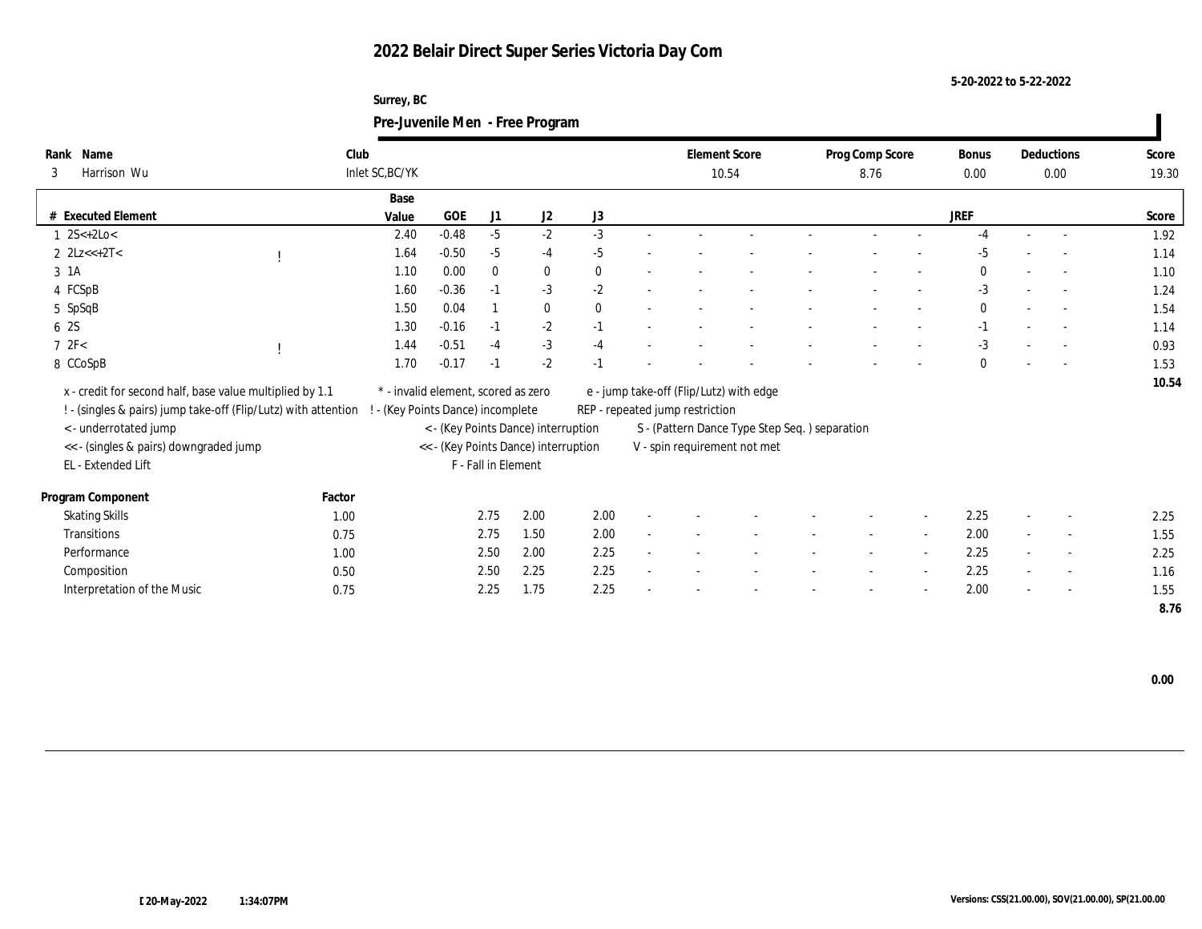# 2022 Belair Direct Super Series Victoria Day Com

5-20-2022 to 5-22-2022

Surrey, BC

## Pre-Juvenile Men - Free Program

| Rank | Name | Club | Element Score | Prog Comp Score | Bonus | Deductions | Score |
|---|---|---|---|---|---|---|---|
| 3 | Harrison Wu | Inlet SC,BC/YK | 10.54 | 8.76 | 0.00 | 0.00 | 19.30 |

| # | Executed Element | | Base Value | GOE | J1 | J2 | J3 | | | | | | | | | JREF | | | Score |
|---|---|---|---|---|---|---|---|---|---|---|---|---|---|---|---|---|---|---|---|
| 1 | 2S<+2Lo< | | 2.40 | -0.48 | -5 | -2 | -3 | - | - | - | - | - | - | - | - | -4 | - | - | 1.92 |
| 2 | 2Lz<<+2T< | ! | 1.64 | -0.50 | -5 | -4 | -5 | - | - | - | - | - | - | - | - | -5 | - | - | 1.14 |
| 3 | 1A | | 1.10 | 0.00 | 0 | 0 | 0 | - | - | - | - | - | - | - | - | 0 | - | - | 1.10 |
| 4 | FCSpB | | 1.60 | -0.36 | -1 | -3 | -2 | - | - | - | - | - | - | - | - | -3 | - | - | 1.24 |
| 5 | SpSqB | | 1.50 | 0.04 | 1 | 0 | 0 | - | - | - | - | - | - | - | - | 0 | - | - | 1.54 |
| 6 | 2S | | 1.30 | -0.16 | -1 | -2 | -1 | - | - | - | - | - | - | - | - | -1 | - | - | 1.14 |
| 7 | 2F< | ! | 1.44 | -0.51 | -4 | -3 | -4 | - | - | - | - | - | - | - | - | -3 | - | - | 0.93 |
| 8 | CCoSpB | | 1.70 | -0.17 | -1 | -2 | -1 | - | - | - | - | - | - | - | - | 0 | - | - | 1.53 |
| | | | | | | | | | | | | | | | | | | | 10.54 |

x - credit for second half, base value multiplied by 1.1
! - (singles & pairs) jump take-off (Flip/Lutz) with attention
< - underrotated jump
<< - (singles & pairs) downgraded jump
EL - Extended Lift
\* - invalid element, scored as zero
! - (Key Points Dance) incomplete
< - (Key Points Dance) interruption
<< - (Key Points Dance) interruption
F - Fall in Element
e - jump take-off (Flip/Lutz) with edge
REP - repeated jump restriction
S - (Pattern Dance Type Step Seq. ) separation
V - spin requirement not met

| Program Component | Factor | J1 | J2 | J3 | | | | | | | | JREF | | | Score |
|---|---|---|---|---|---|---|---|---|---|---|---|---|---|---|---|
| Skating Skills | 1.00 | 2.75 | 2.00 | 2.00 | - | - | - | - | - | - | - | 2.25 | - | - | 2.25 |
| Transitions | 0.75 | 2.75 | 1.50 | 2.00 | - | - | - | - | - | - | - | 2.00 | - | - | 1.55 |
| Performance | 1.00 | 2.50 | 2.00 | 2.25 | - | - | - | - | - | - | - | 2.25 | - | - | 2.25 |
| Composition | 0.50 | 2.50 | 2.25 | 2.25 | - | - | - | - | - | - | - | 2.25 | - | - | 1.16 |
| Interpretation of the Music | 0.75 | 2.25 | 1.75 | 2.25 | - | - | - | - | - | - | - | 2.00 | - | - | 1.55 |
| | | | | | | | | | | | | | | | 8.76 |

0.00

20-May-2022 1:34:07PM

Versions: CSS(21.00.00), SOV(21.00.00), SP(21.00.00)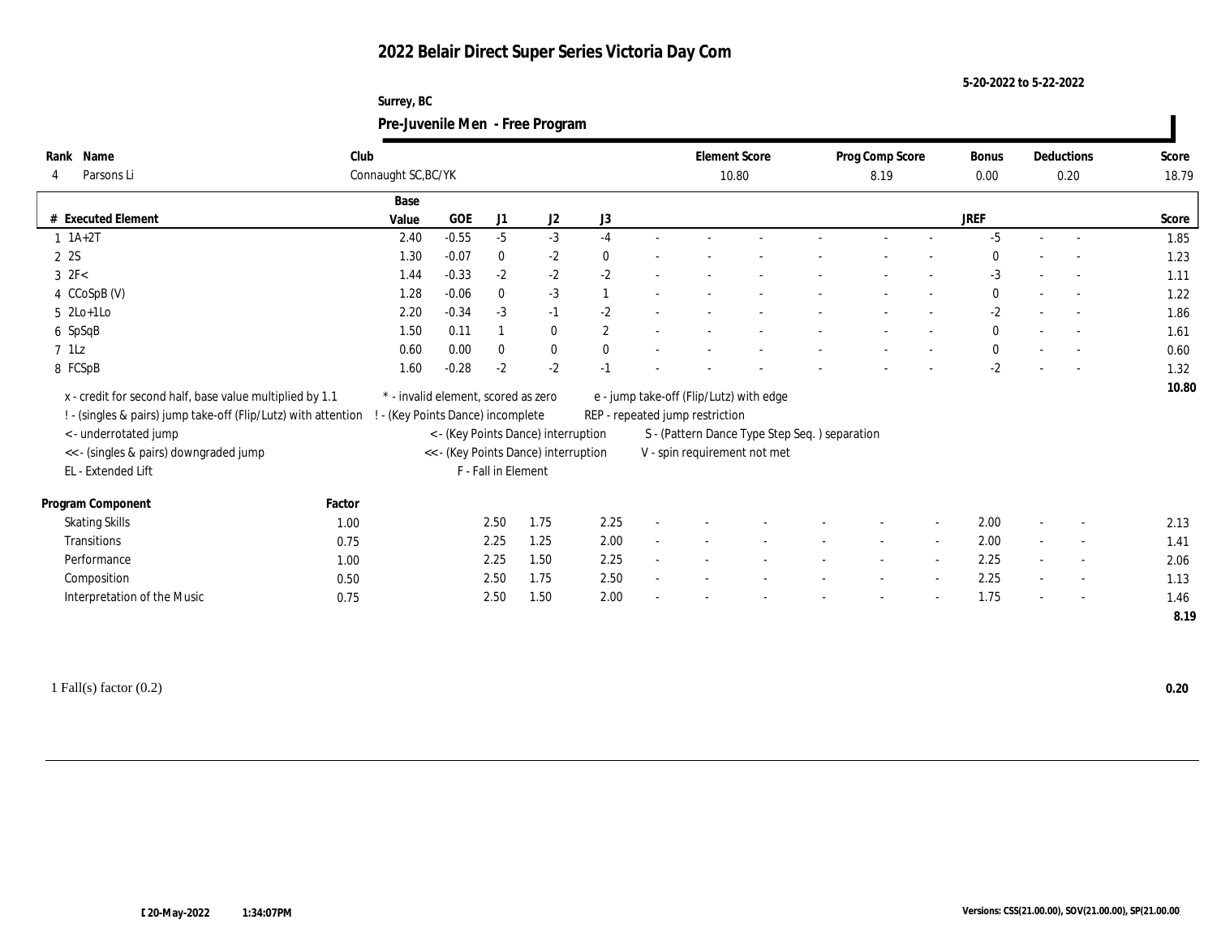# 2022 Belair Direct Super Series Victoria Day Com

5-20-2022 to 5-22-2022

Surrey, BC

## Pre-Juvenile Men - Free Program

| Rank | Name | Club | Element Score | Prog Comp Score | Bonus | Deductions | Score |
|---|---|---|---|---|---|---|---|
| 4 | Parsons Li | Connaught SC,BC/YK | 10.80 | 8.19 | 0.00 | 0.20 | 18.79 |

| # | Executed Element | Base Value | GOE | J1 | J2 | J3 | | | | | | | | | JREF | | | Score |
|---|---|---|---|---|---|---|---|---|---|---|---|---|---|---|---|---|---|---|
| 1 | 1A+2T | 2.40 | -0.55 | -5 | -3 | -4 | - | - | - | - | - | - | - | - | -5 | - | - | 1.85 |
| 2 | 2S | 1.30 | -0.07 | 0 | -2 | 0 | - | - | - | - | - | - | - | - | 0 | - | - | 1.23 |
| 3 | 2F< | 1.44 | -0.33 | -2 | -2 | -2 | - | - | - | - | - | - | - | - | -3 | - | - | 1.11 |
| 4 | CCoSpB (V) | 1.28 | -0.06 | 0 | -3 | 1 | - | - | - | - | - | - | - | - | 0 | - | - | 1.22 |
| 5 | 2Lo+1Lo | 2.20 | -0.34 | -3 | -1 | -2 | - | - | - | - | - | - | - | - | -2 | - | - | 1.86 |
| 6 | SpSqB | 1.50 | 0.11 | 1 | 0 | 2 | - | - | - | - | - | - | - | - | 0 | - | - | 1.61 |
| 7 | 1Lz | 0.60 | 0.00 | 0 | 0 | 0 | - | - | - | - | - | - | - | - | 0 | - | - | 0.60 |
| 8 | FCSpB | 1.60 | -0.28 | -2 | -2 | -1 | - | - | - | - | - | - | - | - | -2 | - | - | 1.32 |
| | | | | | | | | | | | | | | | | | | 10.80 |

x - credit for second half, base value multiplied by 1.1
! - (singles & pairs) jump take-off (Flip/Lutz) with attention
< - underrotated jump
<< - (singles & pairs) downgraded jump
EL - Extended Lift
* - invalid element, scored as zero
! - (Key Points Dance) incomplete
< - (Key Points Dance) interruption
<< - (Key Points Dance) interruption
F - Fall in Element
e - jump take-off (Flip/Lutz) with edge
REP - repeated jump restriction
S - (Pattern Dance Type Step Seq. ) separation
V - spin requirement not met

| Program Component | Factor | J1 | J2 | J3 | | | | | | | | | JREF | | | Score |
|---|---|---|---|---|---|---|---|---|---|---|---|---|---|---|---|---|
| Skating Skills | 1.00 | 2.50 | 1.75 | 2.25 | - | - | - | - | - | - | - | - | 2.00 | - | - | 2.13 |
| Transitions | 0.75 | 2.25 | 1.25 | 2.00 | - | - | - | - | - | - | - | - | 2.00 | - | - | 1.41 |
| Performance | 1.00 | 2.25 | 1.50 | 2.25 | - | - | - | - | - | - | - | - | 2.25 | - | - | 2.06 |
| Composition | 0.50 | 2.50 | 1.75 | 2.50 | - | - | - | - | - | - | - | - | 2.25 | - | - | 1.13 |
| Interpretation of the Music | 0.75 | 2.50 | 1.50 | 2.00 | - | - | - | - | - | - | - | - | 1.75 | - | - | 1.46 |
| | | | | | | | | | | | | | | | | 8.19 |

1 Fall(s) factor (0.2) **0.20**

[ 20-May-2022 1:34:07PM

Versions: CSS(21.00.00), SOV(21.00.00), SP(21.00.00)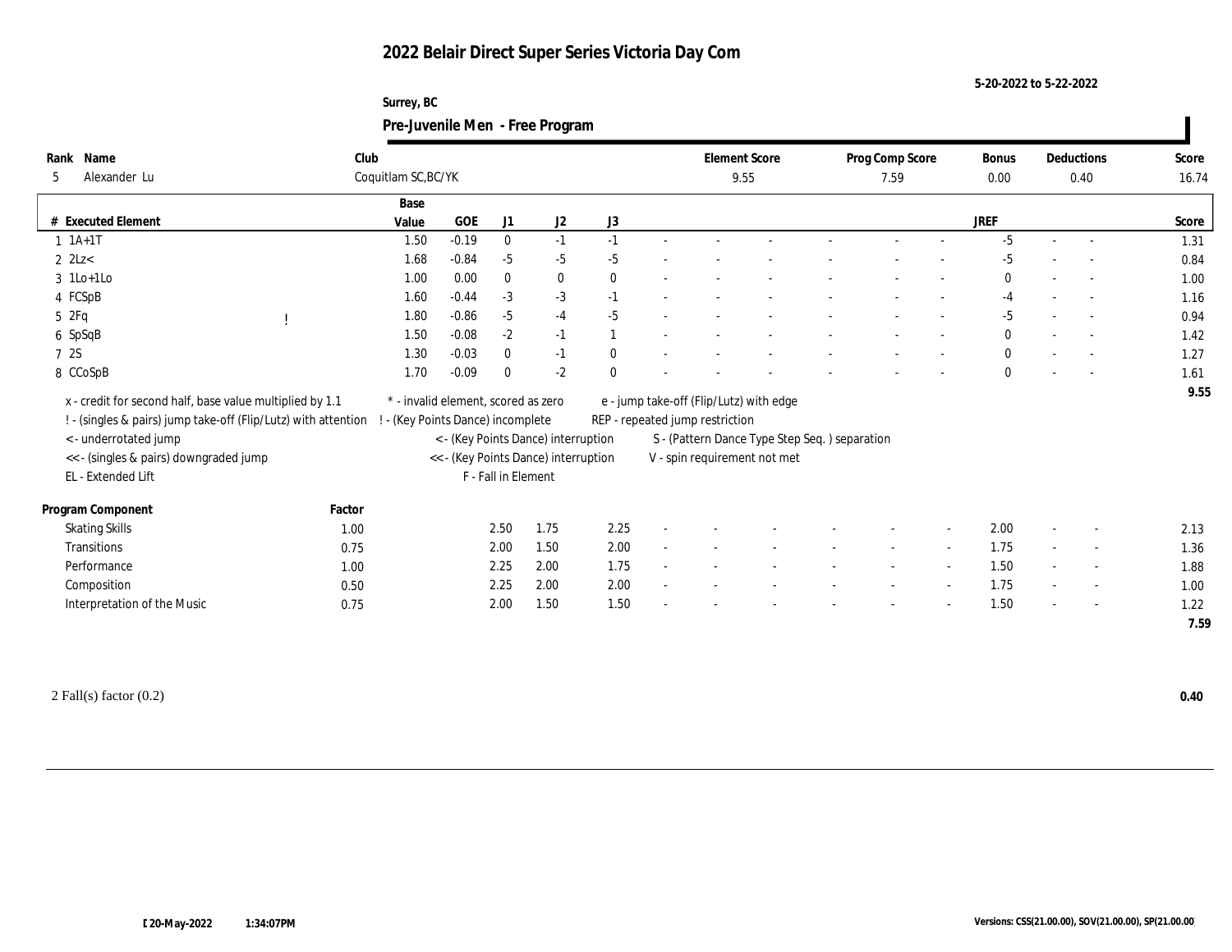# 2022 Belair Direct Super Series Victoria Day Com

5-20-2022 to 5-22-2022

Surrey, BC

## Pre-Juvenile Men - Free Program

| Rank | Name | Club | Element Score | Prog Comp Score | Bonus | Deductions | Score |
|---|---|---|---|---|---|---|---|
| 5 | Alexander Lu | Coquitlam SC,BC/YK | 9.55 | 7.59 | 0.00 | 0.40 | 16.74 |

| # | Executed Element | | Base Value | GOE | J1 | J2 | J3 | | | | | | | | JREF | | | Score |
|---|---|---|---|---|---|---|---|---|---|---|---|---|---|---|---|---|---|---|
| 1 | 1A+1T | | 1.50 | -0.19 | 0 | -1 | -1 | - | - | - | - | - | - | - | -5 | - | - | 1.31 |
| 2 | 2Lz< | | 1.68 | -0.84 | -5 | -5 | -5 | - | - | - | - | - | - | - | -5 | - | - | 0.84 |
| 3 | 1Lo+1Lo | | 1.00 | 0.00 | 0 | 0 | 0 | - | - | - | - | - | - | - | 0 | - | - | 1.00 |
| 4 | FCSpB | | 1.60 | -0.44 | -3 | -3 | -1 | - | - | - | - | - | - | - | -4 | - | - | 1.16 |
| 5 | 2Fq | ! | 1.80 | -0.86 | -5 | -4 | -5 | - | - | - | - | - | - | - | -5 | - | - | 0.94 |
| 6 | SpSqB | | 1.50 | -0.08 | -2 | -1 | 1 | - | - | - | - | - | - | - | 0 | - | - | 1.42 |
| 7 | 2S | | 1.30 | -0.03 | 0 | -1 | 0 | - | - | - | - | - | - | - | 0 | - | - | 1.27 |
| 8 | CCoSpB | | 1.70 | -0.09 | 0 | -2 | 0 | - | - | - | - | - | - | - | 0 | - | - | 1.61 |
| | | | | | | | | | | | | | | | | | | 9.55 |

x - credit for second half, base value multiplied by 1.1
! - (singles & pairs) jump take-off (Flip/Lutz) with attention
< - underrotated jump
<< - (singles & pairs) downgraded jump
EL - Extended Lift
* - invalid element, scored as zero
! - (Key Points Dance) incomplete
< - (Key Points Dance) interruption
<< - (Key Points Dance) interruption
F - Fall in Element
e - jump take-off (Flip/Lutz) with edge
REP - repeated jump restriction
S - (Pattern Dance Type Step Seq. ) separation
V - spin requirement not met

| Program Component | Factor | J1 | J2 | J3 | | | | | | | | JREF | | | Score |
|---|---|---|---|---|---|---|---|---|---|---|---|---|---|---|---|
| Skating Skills | 1.00 | 2.50 | 1.75 | 2.25 | - | - | - | - | - | - | - | 2.00 | - | - | 2.13 |
| Transitions | 0.75 | 2.00 | 1.50 | 2.00 | - | - | - | - | - | - | - | 1.75 | - | - | 1.36 |
| Performance | 1.00 | 2.25 | 2.00 | 1.75 | - | - | - | - | - | - | - | 1.50 | - | - | 1.88 |
| Composition | 0.50 | 2.25 | 2.00 | 2.00 | - | - | - | - | - | - | - | 1.75 | - | - | 1.00 |
| Interpretation of the Music | 0.75 | 2.00 | 1.50 | 1.50 | - | - | - | - | - | - | - | 1.50 | - | - | 1.22 |
| | | | | | | | | | | | | | | | 7.59 |

2 Fall(s) factor (0.2) — 0.40

20-May-2022 1:34:07PM

Versions: CSS(21.00.00), SOV(21.00.00), SP(21.00.00)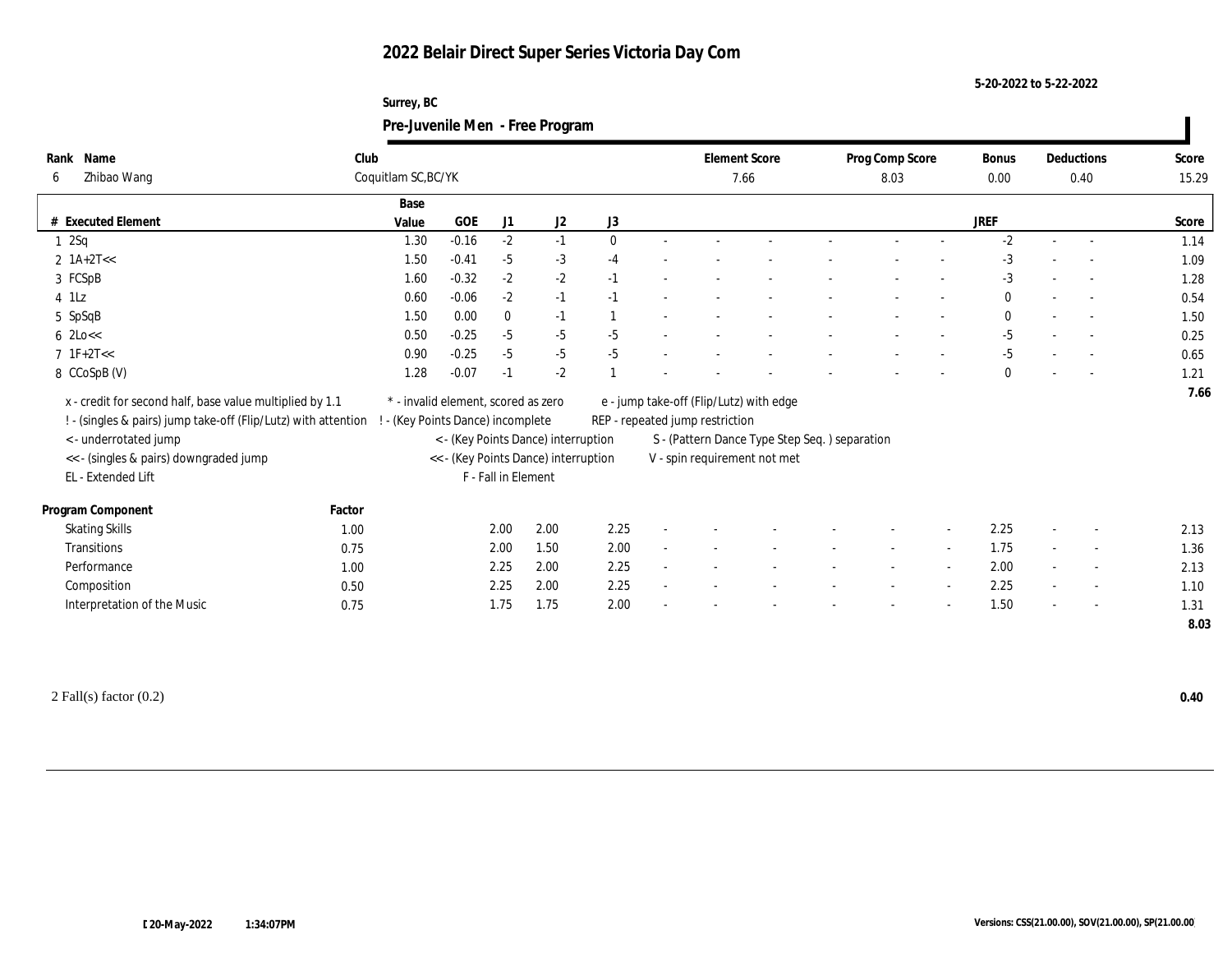# 2022 Belair Direct Super Series Victoria Day Com

5-20-2022 to 5-22-2022

Surrey, BC

## Pre-Juvenile Men - Free Program

| Rank | Name | Club | Element Score | Prog Comp Score | Bonus | Deductions | Score |
|---|---|---|---|---|---|---|---|
| 6 | Zhibao Wang | Coquitlam SC,BC/YK | 7.66 | 8.03 | 0.00 | 0.40 | 15.29 |

| # | Executed Element | Base Value | GOE | J1 | J2 | J3 | | | | | | | | | JREF | | | Score |
|---|---|---|---|---|---|---|---|---|---|---|---|---|---|---|---|---|---|---|
| 1 | 2Sq | 1.30 | -0.16 | -2 | -1 | 0 | - | - | - | - | - | - | - | - | -2 | - | - | 1.14 |
| 2 | 1A+2T<< | 1.50 | -0.41 | -5 | -3 | -4 | - | - | - | - | - | - | - | - | -3 | - | - | 1.09 |
| 3 | FCSpB | 1.60 | -0.32 | -2 | -2 | -1 | - | - | - | - | - | - | - | - | -3 | - | - | 1.28 |
| 4 | 1Lz | 0.60 | -0.06 | -2 | -1 | -1 | - | - | - | - | - | - | - | - | 0 | - | - | 0.54 |
| 5 | SpSqB | 1.50 | 0.00 | 0 | -1 | 1 | - | - | - | - | - | - | - | - | 0 | - | - | 1.50 |
| 6 | 2Lo<< | 0.50 | -0.25 | -5 | -5 | -5 | - | - | - | - | - | - | - | - | -5 | - | - | 0.25 |
| 7 | 1F+2T<< | 0.90 | -0.25 | -5 | -5 | -5 | - | - | - | - | - | - | - | - | -5 | - | - | 0.65 |
| 8 | CCoSpB (V) | 1.28 | -0.07 | -1 | -2 | 1 | - | - | - | - | - | - | - | - | 0 | - | - | 1.21 |
| | | | | | | | | | | | | | | | | | | 7.66 |

x - credit for second half, base value multiplied by 1.1
! - (singles & pairs) jump take-off (Flip/Lutz) with attention
< - underrotated jump
<< - (singles & pairs) downgraded jump
EL - Extended Lift
* - invalid element, scored as zero
! - (Key Points Dance) incomplete
< - (Key Points Dance) interruption
<< - (Key Points Dance) interruption
F - Fall in Element
e - jump take-off (Flip/Lutz) with edge
REP - repeated jump restriction
S - (Pattern Dance Type Step Seq. ) separation
V - spin requirement not met

| Program Component | Factor | J1 | J2 | J3 | | | | | | | | | JREF | | | Score |
|---|---|---|---|---|---|---|---|---|---|---|---|---|---|---|---|---|
| Skating Skills | 1.00 | 2.00 | 2.00 | 2.25 | - | - | - | - | - | - | - | - | 2.25 | - | - | 2.13 |
| Transitions | 0.75 | 2.00 | 1.50 | 2.00 | - | - | - | - | - | - | - | - | 1.75 | - | - | 1.36 |
| Performance | 1.00 | 2.25 | 2.00 | 2.25 | - | - | - | - | - | - | - | - | 2.00 | - | - | 2.13 |
| Composition | 0.50 | 2.25 | 2.00 | 2.25 | - | - | - | - | - | - | - | - | 2.25 | - | - | 1.10 |
| Interpretation of the Music | 0.75 | 1.75 | 1.75 | 2.00 | - | - | - | - | - | - | - | - | 1.50 | - | - | 1.31 |
| | | | | | | | | | | | | | | | | 8.03 |

2 Fall(s) factor (0.2) **0.40**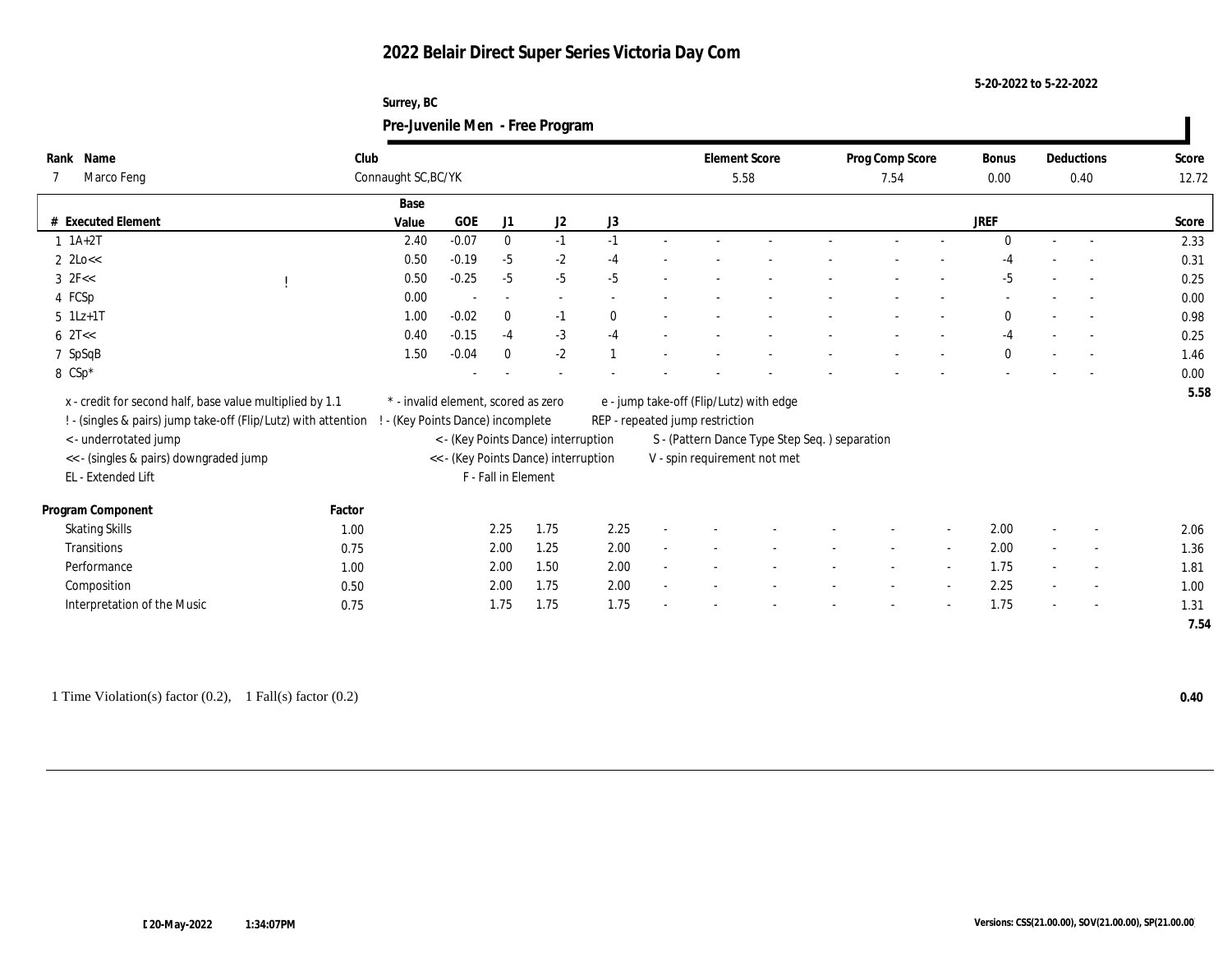# 2022 Belair Direct Super Series Victoria Day Com

5-20-2022 to 5-22-2022

Surrey, BC

## Pre-Juvenile Men - Free Program

| Rank | Name | Club | Element Score | Prog Comp Score | Bonus | Deductions | Score |
|---|---|---|---|---|---|---|---|
| 7 | Marco Feng | Connaught SC,BC/YK | 5.58 | 7.54 | 0.00 | 0.40 | 12.72 |

| # | Executed Element | | Base Value | GOE | J1 | J2 | J3 | | | | | | | | | JREF | | | Score |
|---|---|---|---|---|---|---|---|---|---|---|---|---|---|---|---|---|---|---|---|
| 1 | 1A+2T | | 2.40 | -0.07 | 0 | -1 | -1 | - | - | - | - | - | - | - | 0 | - | - | 2.33 |
| 2 | 2Lo<< | | 0.50 | -0.19 | -5 | -2 | -4 | - | - | - | - | - | - | - | -4 | - | - | 0.31 |
| 3 | 2F<< | ! | 0.50 | -0.25 | -5 | -5 | -5 | - | - | - | - | - | - | - | -5 | - | - | 0.25 |
| 4 | FCSp | | 0.00 | - | - | - | - | - | - | - | - | - | - | - | - | - | - | 0.00 |
| 5 | 1Lz+1T | | 1.00 | -0.02 | 0 | -1 | 0 | - | - | - | - | - | - | - | 0 | - | - | 0.98 |
| 6 | 2T<< | | 0.40 | -0.15 | -4 | -3 | -4 | - | - | - | - | - | - | - | -4 | - | - | 0.25 |
| 7 | SpSqB | | 1.50 | -0.04 | 0 | -2 | 1 | - | - | - | - | - | - | - | 0 | - | - | 1.46 |
| 8 | CSp* | | | - | - | - | - | - | - | - | - | - | - | - | - | - | - | 0.00 |
| | | | | | | | | | | | | | | | | | | 5.58 |

x - credit for second half, base value multiplied by 1.1
! - (singles & pairs) jump take-off (Flip/Lutz) with attention
< - underrotated jump
<< - (singles & pairs) downgraded jump
EL - Extended Lift
* - invalid element, scored as zero
! - (Key Points Dance) incomplete
< - (Key Points Dance) interruption
<< - (Key Points Dance) interruption
F - Fall in Element
e - jump take-off (Flip/Lutz) with edge
REP - repeated jump restriction
S - (Pattern Dance Type Step Seq. ) separation
V - spin requirement not met

| Program Component | Factor | J1 | J2 | J3 | | | | | | | JREF | | | Score |
|---|---|---|---|---|---|---|---|---|---|---|---|---|---|---|
| Skating Skills | 1.00 | 2.25 | 1.75 | 2.25 | - | - | - | - | - | - | 2.00 | - | - | 2.06 |
| Transitions | 0.75 | 2.00 | 1.25 | 2.00 | - | - | - | - | - | - | 2.00 | - | - | 1.36 |
| Performance | 1.00 | 2.00 | 1.50 | 2.00 | - | - | - | - | - | - | 1.75 | - | - | 1.81 |
| Composition | 0.50 | 2.00 | 1.75 | 2.00 | - | - | - | - | - | - | 2.25 | - | - | 1.00 |
| Interpretation of the Music | 0.75 | 1.75 | 1.75 | 1.75 | - | - | - | - | - | - | 1.75 | - | - | 1.31 |
| | | | | | | | | | | | | | | 7.54 |

1 Time Violation(s) factor (0.2), 1 Fall(s) factor (0.2) **0.40**